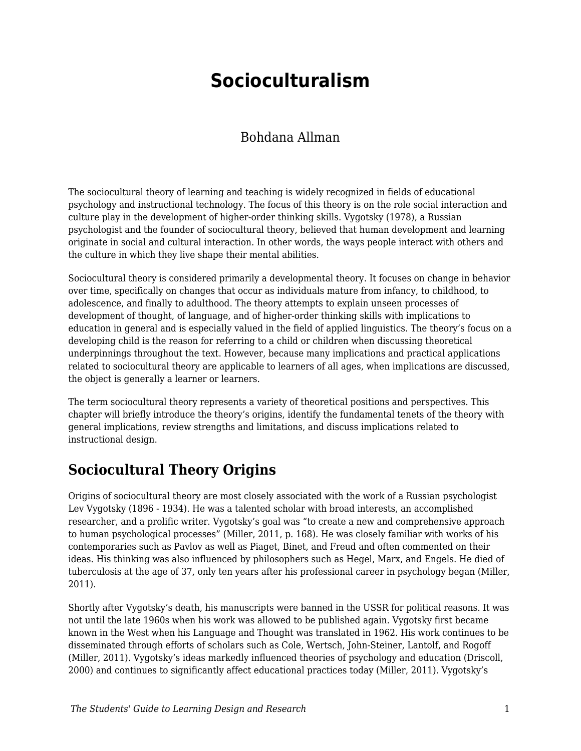# Socioculturalism

Bohdana Allman

The sociocultural theory of learning and teaching is widely recognized in fields of educational psychology and instructional technology. The focus of this theory is on the role social interaction and culture play in the development of higher-order thinking skills. Vygotsky (1978), a Russian psychologist and the founder of sociocultural theory, believed that human development and learning originate in social and cultural interaction. In other words, the ways people interact with others and the culture in which they live shape their mental abilities.

Sociocultural theory is considered primarily a developmental theory. It focuses on change in behavior over time, specifically on changes that occur as individuals mature from infancy, to childhood, to adolescence, and finally to adulthood. The theory attempts to explain unseen processes of development of thought, of language, and of higher-order thinking skills with implications to education in general and is especially valued in the field of applied linguistics. The theory's focus on a developing child is the reason for referring to a child or children when discussing theoretical underpinnings throughout the text. However, because many implications and practical applications related to sociocultural theory are applicable to learners of all ages, when implications are discussed, the object is generally a learner or learners.

The term sociocultural theory represents a variety of theoretical positions and perspectives. This chapter will briefly introduce the theory's origins, identify the fundamental tenets of the theory with general implications, review strengths and limitations, and discuss implications related to instructional design.

## Sociocultural Theory Origins

Origins of sociocultural theory are most closely associated with the work of a Russian psychologist Lev Vygotsky (1896 - 1934). He was a talented scholar with broad interests, an accomplished researcher, and a prolific writer. Vygotsky's goal was "to create a new and comprehensive approach to human psychological processes" (Miller, 2011, p. 168). He was closely familiar with works of his contemporaries such as Pavlov as well as Piaget, Binet, and Freud and often commented on their ideas. His thinking was also influenced by philosophers such as Hegel, Marx, and Engels. He died of tuberculosis at the age of 37, only ten years after his professional career in psychology began (Miller, 2011).

Shortly after Vygotsky's death, his manuscripts were banned in the USSR for political reasons. It was not until the late 1960s when his work was allowed to be published again. Vygotsky first became known in the West when his Language and Thought was translated in 1962. His work continues to be disseminated through efforts of scholars such as Cole, Wertsch, John-Steiner, Lantolf, and Rogoff (Miller, 2011). Vygotsky's ideas markedly influenced theories of psychology and education (Driscoll, 2000) and continues to significantly affect educational practices today (Miller, 2011). Vygotsky's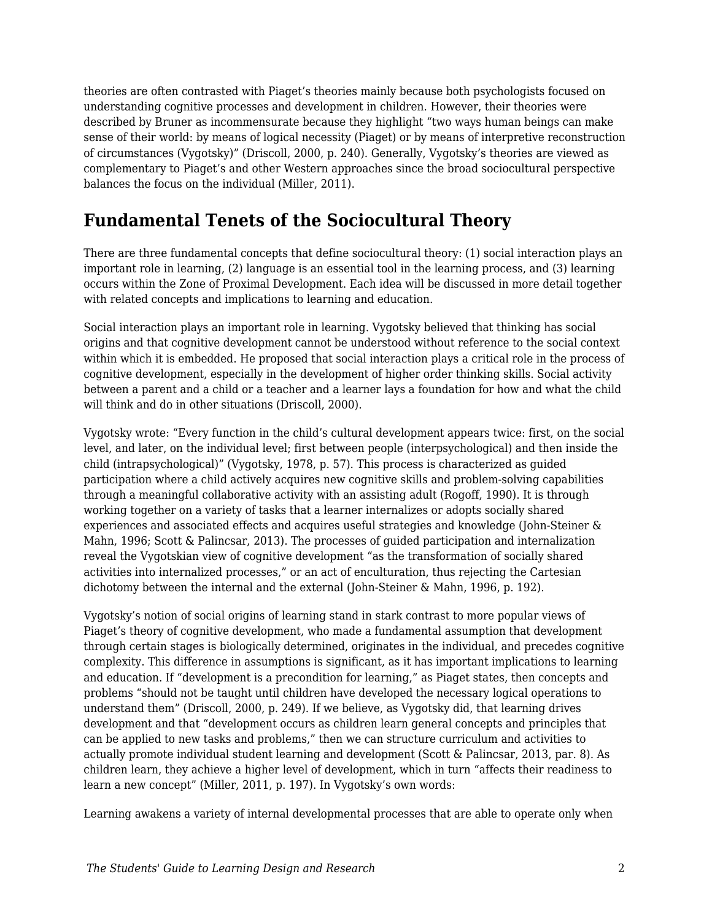theories are often contrasted with Piaget's theories mainly because both psychologists focused on understanding cognitive processes and development in children. However, their theories were described by Bruner as incommensurate because they highlight "two ways human beings can make sense of their world: by means of logical necessity (Piaget) or by means of interpretive reconstruction of circumstances (Vygotsky)" (Driscoll, 2000, p. 240). Generally, Vygotsky's theories are viewed as complementary to Piaget's and other Western approaches since the broad sociocultural perspective balances the focus on the individual (Miller, 2011).

## Fundamental Tenets of the Sociocultural Theory

There are three fundamental concepts that define sociocultural theory: (1) social interaction plays an important role in learning, (2) language is an essential tool in the learning process, and (3) learning occurs within the Zone of Proximal Development. Each idea will be discussed in more detail together with related concepts and implications to learning and education.

Social interaction plays an important role in learning. Vygotsky believed that thinking has social origins and that cognitive development cannot be understood without reference to the social context within which it is embedded. He proposed that social interaction plays a critical role in the process of cognitive development, especially in the development of higher order thinking skills. Social activity between a parent and a child or a teacher and a learner lays a foundation for how and what the child will think and do in other situations (Driscoll, 2000).

Vygotsky wrote: "Every function in the child's cultural development appears twice: first, on the social level, and later, on the individual level; first between people (interpsychological) and then inside the child (intrapsychological)" (Vygotsky, 1978, p. 57). This process is characterized as guided participation where a child actively acquires new cognitive skills and problem-solving capabilities through a meaningful collaborative activity with an assisting adult (Rogoff, 1990). It is through working together on a variety of tasks that a learner internalizes or adopts socially shared experiences and associated effects and acquires useful strategies and knowledge (John-Steiner & Mahn, 1996; Scott & Palincsar, 2013). The processes of guided participation and internalization reveal the Vygotskian view of cognitive development "as the transformation of socially shared activities into internalized processes," or an act of enculturation, thus rejecting the Cartesian dichotomy between the internal and the external (John-Steiner & Mahn, 1996, p. 192).

Vygotsky's notion of social origins of learning stand in stark contrast to more popular views of Piaget's theory of cognitive development, who made a fundamental assumption that development through certain stages is biologically determined, originates in the individual, and precedes cognitive complexity. This difference in assumptions is significant, as it has important implications to learning and education. If "development is a precondition for learning," as Piaget states, then concepts and problems "should not be taught until children have developed the necessary logical operations to understand them" (Driscoll, 2000, p. 249). If we believe, as Vygotsky did, that learning drives development and that "development occurs as children learn general concepts and principles that can be applied to new tasks and problems," then we can structure curriculum and activities to actually promote individual student learning and development (Scott & Palincsar, 2013, par. 8). As children learn, they achieve a higher level of development, which in turn "affects their readiness to learn a new concept" (Miller, 2011, p. 197). In Vygotsky's own words:

Learning awakens a variety of internal developmental processes that are able to operate only when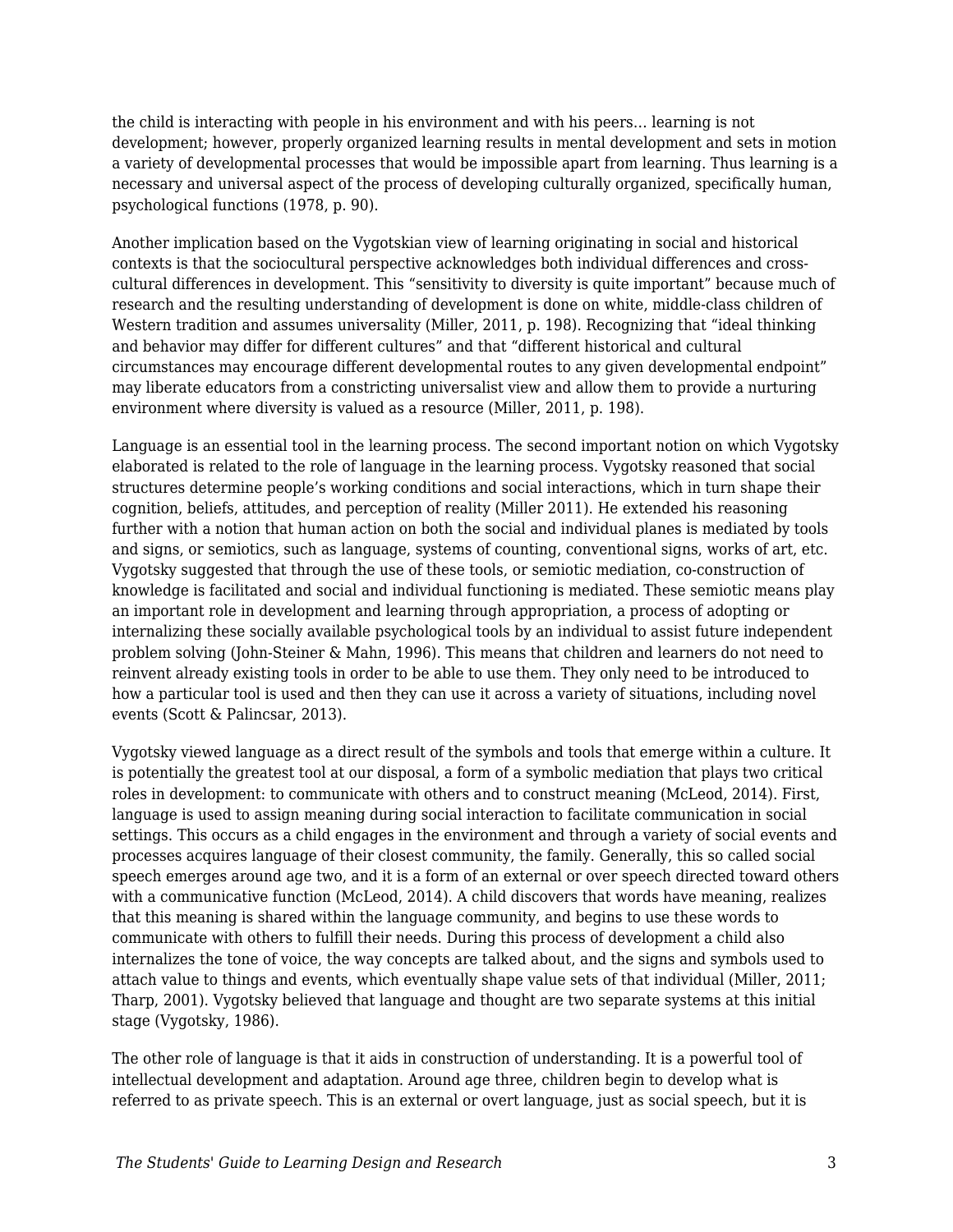the child is interacting with people in his environment and with his peers… learning is not development; however, properly organized learning results in mental development and sets in motion a variety of developmental processes that would be impossible apart from learning. Thus learning is a necessary and universal aspect of the process of developing culturally organized, specifically human, psychological functions (1978, p. 90).

Another implication based on the Vygotskian view of learning originating in social and historical contexts is that the sociocultural perspective acknowledges both individual differences and cross-cultural differences in development. This "sensitivity to diversity is quite important" because much of research and the resulting understanding of development is done on white, middle-class children of Western tradition and assumes universality (Miller, 2011, p. 198). Recognizing that "ideal thinking and behavior may differ for different cultures" and that "different historical and cultural circumstances may encourage different developmental routes to any given developmental endpoint" may liberate educators from a constricting universalist view and allow them to provide a nurturing environment where diversity is valued as a resource (Miller, 2011, p. 198).

Language is an essential tool in the learning process. The second important notion on which Vygotsky elaborated is related to the role of language in the learning process. Vygotsky reasoned that social structures determine people's working conditions and social interactions, which in turn shape their cognition, beliefs, attitudes, and perception of reality (Miller 2011). He extended his reasoning further with a notion that human action on both the social and individual planes is mediated by tools and signs, or semiotics, such as language, systems of counting, conventional signs, works of art, etc. Vygotsky suggested that through the use of these tools, or semiotic mediation, co-construction of knowledge is facilitated and social and individual functioning is mediated. These semiotic means play an important role in development and learning through appropriation, a process of adopting or internalizing these socially available psychological tools by an individual to assist future independent problem solving (John-Steiner & Mahn, 1996). This means that children and learners do not need to reinvent already existing tools in order to be able to use them. They only need to be introduced to how a particular tool is used and then they can use it across a variety of situations, including novel events (Scott & Palincsar, 2013).

Vygotsky viewed language as a direct result of the symbols and tools that emerge within a culture. It is potentially the greatest tool at our disposal, a form of a symbolic mediation that plays two critical roles in development: to communicate with others and to construct meaning (McLeod, 2014). First, language is used to assign meaning during social interaction to facilitate communication in social settings. This occurs as a child engages in the environment and through a variety of social events and processes acquires language of their closest community, the family. Generally, this so called social speech emerges around age two, and it is a form of an external or over speech directed toward others with a communicative function (McLeod, 2014). A child discovers that words have meaning, realizes that this meaning is shared within the language community, and begins to use these words to communicate with others to fulfill their needs. During this process of development a child also internalizes the tone of voice, the way concepts are talked about, and the signs and symbols used to attach value to things and events, which eventually shape value sets of that individual (Miller, 2011; Tharp, 2001). Vygotsky believed that language and thought are two separate systems at this initial stage (Vygotsky, 1986).

The other role of language is that it aids in construction of understanding. It is a powerful tool of intellectual development and adaptation. Around age three, children begin to develop what is referred to as private speech. This is an external or overt language, just as social speech, but it is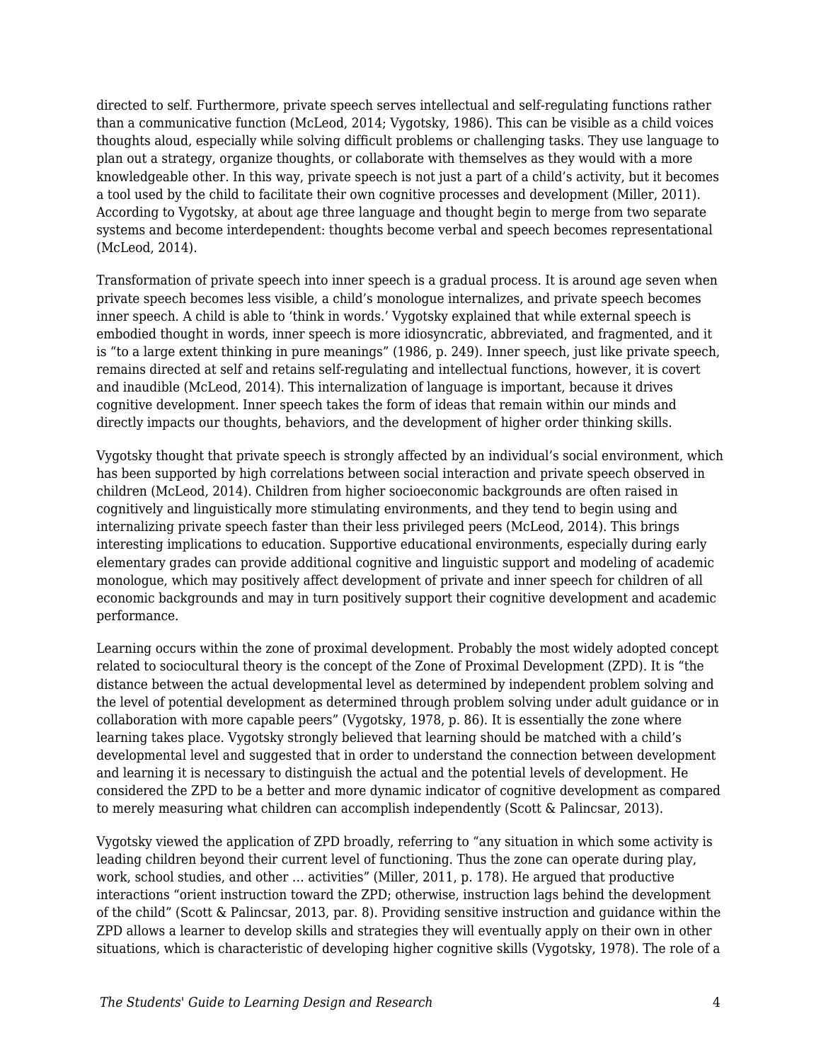directed to self. Furthermore, private speech serves intellectual and self-regulating functions rather than a communicative function (McLeod, 2014; Vygotsky, 1986). This can be visible as a child voices thoughts aloud, especially while solving difficult problems or challenging tasks. They use language to plan out a strategy, organize thoughts, or collaborate with themselves as they would with a more knowledgeable other. In this way, private speech is not just a part of a child's activity, but it becomes a tool used by the child to facilitate their own cognitive processes and development (Miller, 2011). According to Vygotsky, at about age three language and thought begin to merge from two separate systems and become interdependent: thoughts become verbal and speech becomes representational (McLeod, 2014).

Transformation of private speech into inner speech is a gradual process. It is around age seven when private speech becomes less visible, a child's monologue internalizes, and private speech becomes inner speech. A child is able to 'think in words.' Vygotsky explained that while external speech is embodied thought in words, inner speech is more idiosyncratic, abbreviated, and fragmented, and it is "to a large extent thinking in pure meanings" (1986, p. 249). Inner speech, just like private speech, remains directed at self and retains self-regulating and intellectual functions, however, it is covert and inaudible (McLeod, 2014). This internalization of language is important, because it drives cognitive development. Inner speech takes the form of ideas that remain within our minds and directly impacts our thoughts, behaviors, and the development of higher order thinking skills.

Vygotsky thought that private speech is strongly affected by an individual's social environment, which has been supported by high correlations between social interaction and private speech observed in children (McLeod, 2014). Children from higher socioeconomic backgrounds are often raised in cognitively and linguistically more stimulating environments, and they tend to begin using and internalizing private speech faster than their less privileged peers (McLeod, 2014). This brings interesting implications to education. Supportive educational environments, especially during early elementary grades can provide additional cognitive and linguistic support and modeling of academic monologue, which may positively affect development of private and inner speech for children of all economic backgrounds and may in turn positively support their cognitive development and academic performance.

Learning occurs within the zone of proximal development. Probably the most widely adopted concept related to sociocultural theory is the concept of the Zone of Proximal Development (ZPD). It is "the distance between the actual developmental level as determined by independent problem solving and the level of potential development as determined through problem solving under adult guidance or in collaboration with more capable peers" (Vygotsky, 1978, p. 86). It is essentially the zone where learning takes place. Vygotsky strongly believed that learning should be matched with a child's developmental level and suggested that in order to understand the connection between development and learning it is necessary to distinguish the actual and the potential levels of development. He considered the ZPD to be a better and more dynamic indicator of cognitive development as compared to merely measuring what children can accomplish independently (Scott & Palincsar, 2013).

Vygotsky viewed the application of ZPD broadly, referring to "any situation in which some activity is leading children beyond their current level of functioning. Thus the zone can operate during play, work, school studies, and other … activities" (Miller, 2011, p. 178). He argued that productive interactions "orient instruction toward the ZPD; otherwise, instruction lags behind the development of the child" (Scott & Palincsar, 2013, par. 8). Providing sensitive instruction and guidance within the ZPD allows a learner to develop skills and strategies they will eventually apply on their own in other situations, which is characteristic of developing higher cognitive skills (Vygotsky, 1978). The role of a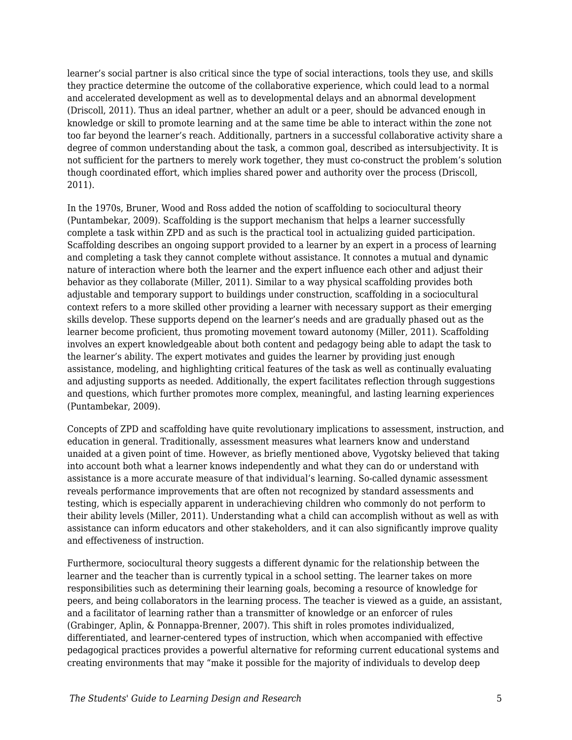learner's social partner is also critical since the type of social interactions, tools they use, and skills they practice determine the outcome of the collaborative experience, which could lead to a normal and accelerated development as well as to developmental delays and an abnormal development (Driscoll, 2011). Thus an ideal partner, whether an adult or a peer, should be advanced enough in knowledge or skill to promote learning and at the same time be able to interact within the zone not too far beyond the learner's reach. Additionally, partners in a successful collaborative activity share a degree of common understanding about the task, a common goal, described as intersubjectivity. It is not sufficient for the partners to merely work together, they must co-construct the problem's solution though coordinated effort, which implies shared power and authority over the process (Driscoll, 2011).

In the 1970s, Bruner, Wood and Ross added the notion of scaffolding to sociocultural theory (Puntambekar, 2009). Scaffolding is the support mechanism that helps a learner successfully complete a task within ZPD and as such is the practical tool in actualizing guided participation. Scaffolding describes an ongoing support provided to a learner by an expert in a process of learning and completing a task they cannot complete without assistance. It connotes a mutual and dynamic nature of interaction where both the learner and the expert influence each other and adjust their behavior as they collaborate (Miller, 2011). Similar to a way physical scaffolding provides both adjustable and temporary support to buildings under construction, scaffolding in a sociocultural context refers to a more skilled other providing a learner with necessary support as their emerging skills develop. These supports depend on the learner's needs and are gradually phased out as the learner become proficient, thus promoting movement toward autonomy (Miller, 2011). Scaffolding involves an expert knowledgeable about both content and pedagogy being able to adapt the task to the learner's ability. The expert motivates and guides the learner by providing just enough assistance, modeling, and highlighting critical features of the task as well as continually evaluating and adjusting supports as needed. Additionally, the expert facilitates reflection through suggestions and questions, which further promotes more complex, meaningful, and lasting learning experiences (Puntambekar, 2009).

Concepts of ZPD and scaffolding have quite revolutionary implications to assessment, instruction, and education in general. Traditionally, assessment measures what learners know and understand unaided at a given point of time. However, as briefly mentioned above, Vygotsky believed that taking into account both what a learner knows independently and what they can do or understand with assistance is a more accurate measure of that individual's learning. So-called dynamic assessment reveals performance improvements that are often not recognized by standard assessments and testing, which is especially apparent in underachieving children who commonly do not perform to their ability levels (Miller, 2011). Understanding what a child can accomplish without as well as with assistance can inform educators and other stakeholders, and it can also significantly improve quality and effectiveness of instruction.

Furthermore, sociocultural theory suggests a different dynamic for the relationship between the learner and the teacher than is currently typical in a school setting. The learner takes on more responsibilities such as determining their learning goals, becoming a resource of knowledge for peers, and being collaborators in the learning process. The teacher is viewed as a guide, an assistant, and a facilitator of learning rather than a transmitter of knowledge or an enforcer of rules (Grabinger, Aplin, & Ponnappa-Brenner, 2007). This shift in roles promotes individualized, differentiated, and learner-centered types of instruction, which when accompanied with effective pedagogical practices provides a powerful alternative for reforming current educational systems and creating environments that may "make it possible for the majority of individuals to develop deep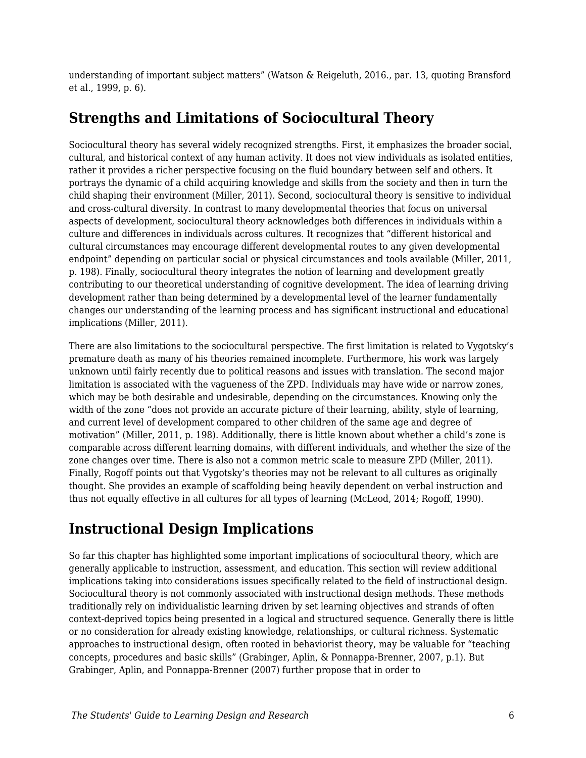understanding of important subject matters" (Watson & Reigeluth, 2016., par. 13, quoting Bransford et al., 1999, p. 6).

## Strengths and Limitations of Sociocultural Theory

Sociocultural theory has several widely recognized strengths. First, it emphasizes the broader social, cultural, and historical context of any human activity. It does not view individuals as isolated entities, rather it provides a richer perspective focusing on the fluid boundary between self and others. It portrays the dynamic of a child acquiring knowledge and skills from the society and then in turn the child shaping their environment (Miller, 2011). Second, sociocultural theory is sensitive to individual and cross-cultural diversity. In contrast to many developmental theories that focus on universal aspects of development, sociocultural theory acknowledges both differences in individuals within a culture and differences in individuals across cultures. It recognizes that "different historical and cultural circumstances may encourage different developmental routes to any given developmental endpoint" depending on particular social or physical circumstances and tools available (Miller, 2011, p. 198). Finally, sociocultural theory integrates the notion of learning and development greatly contributing to our theoretical understanding of cognitive development. The idea of learning driving development rather than being determined by a developmental level of the learner fundamentally changes our understanding of the learning process and has significant instructional and educational implications (Miller, 2011).

There are also limitations to the sociocultural perspective. The first limitation is related to Vygotsky's premature death as many of his theories remained incomplete. Furthermore, his work was largely unknown until fairly recently due to political reasons and issues with translation. The second major limitation is associated with the vagueness of the ZPD. Individuals may have wide or narrow zones, which may be both desirable and undesirable, depending on the circumstances. Knowing only the width of the zone "does not provide an accurate picture of their learning, ability, style of learning, and current level of development compared to other children of the same age and degree of motivation" (Miller, 2011, p. 198). Additionally, there is little known about whether a child's zone is comparable across different learning domains, with different individuals, and whether the size of the zone changes over time. There is also not a common metric scale to measure ZPD (Miller, 2011). Finally, Rogoff points out that Vygotsky's theories may not be relevant to all cultures as originally thought. She provides an example of scaffolding being heavily dependent on verbal instruction and thus not equally effective in all cultures for all types of learning (McLeod, 2014; Rogoff, 1990).

## Instructional Design Implications

So far this chapter has highlighted some important implications of sociocultural theory, which are generally applicable to instruction, assessment, and education. This section will review additional implications taking into considerations issues specifically related to the field of instructional design. Sociocultural theory is not commonly associated with instructional design methods. These methods traditionally rely on individualistic learning driven by set learning objectives and strands of often context-deprived topics being presented in a logical and structured sequence. Generally there is little or no consideration for already existing knowledge, relationships, or cultural richness. Systematic approaches to instructional design, often rooted in behaviorist theory, may be valuable for "teaching concepts, procedures and basic skills" (Grabinger, Aplin, & Ponnappa-Brenner, 2007, p.1). But Grabinger, Aplin, and Ponnappa-Brenner (2007) further propose that in order to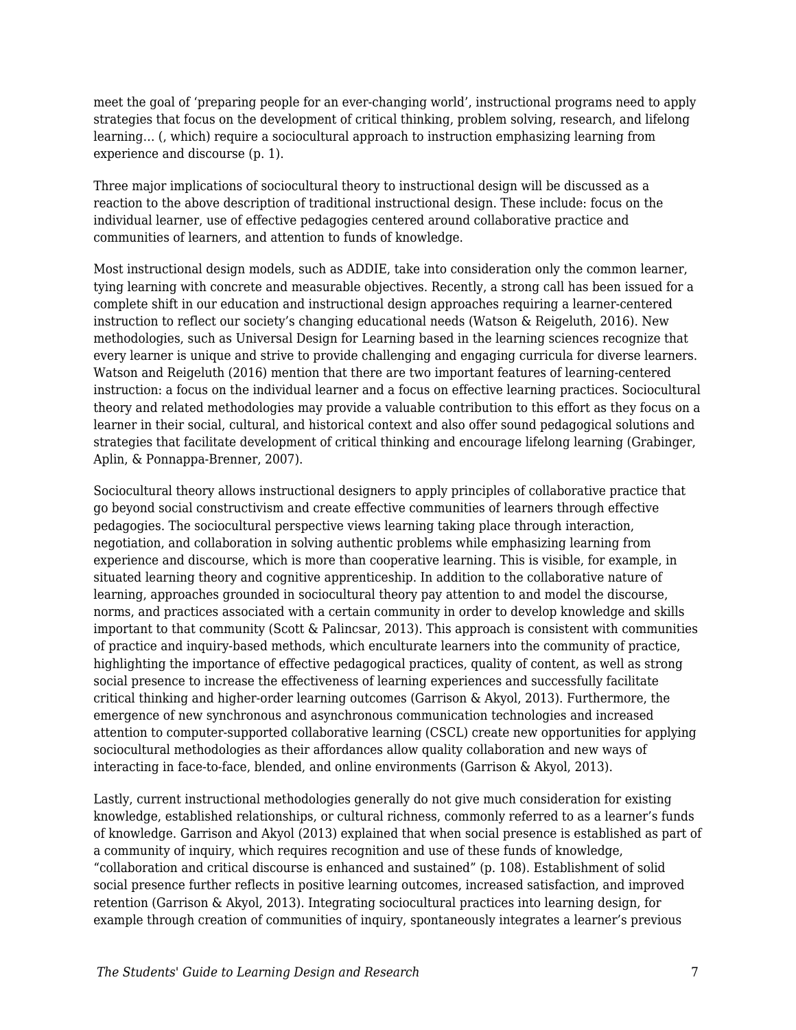meet the goal of 'preparing people for an ever-changing world', instructional programs need to apply strategies that focus on the development of critical thinking, problem solving, research, and lifelong learning… (, which) require a sociocultural approach to instruction emphasizing learning from experience and discourse (p. 1).

Three major implications of sociocultural theory to instructional design will be discussed as a reaction to the above description of traditional instructional design. These include: focus on the individual learner, use of effective pedagogies centered around collaborative practice and communities of learners, and attention to funds of knowledge.

Most instructional design models, such as ADDIE, take into consideration only the common learner, tying learning with concrete and measurable objectives. Recently, a strong call has been issued for a complete shift in our education and instructional design approaches requiring a learner-centered instruction to reflect our society's changing educational needs (Watson & Reigeluth, 2016). New methodologies, such as Universal Design for Learning based in the learning sciences recognize that every learner is unique and strive to provide challenging and engaging curricula for diverse learners. Watson and Reigeluth (2016) mention that there are two important features of learning-centered instruction: a focus on the individual learner and a focus on effective learning practices. Sociocultural theory and related methodologies may provide a valuable contribution to this effort as they focus on a learner in their social, cultural, and historical context and also offer sound pedagogical solutions and strategies that facilitate development of critical thinking and encourage lifelong learning (Grabinger, Aplin, & Ponnappa-Brenner, 2007).

Sociocultural theory allows instructional designers to apply principles of collaborative practice that go beyond social constructivism and create effective communities of learners through effective pedagogies. The sociocultural perspective views learning taking place through interaction, negotiation, and collaboration in solving authentic problems while emphasizing learning from experience and discourse, which is more than cooperative learning. This is visible, for example, in situated learning theory and cognitive apprenticeship. In addition to the collaborative nature of learning, approaches grounded in sociocultural theory pay attention to and model the discourse, norms, and practices associated with a certain community in order to develop knowledge and skills important to that community (Scott & Palincsar, 2013). This approach is consistent with communities of practice and inquiry-based methods, which enculturate learners into the community of practice, highlighting the importance of effective pedagogical practices, quality of content, as well as strong social presence to increase the effectiveness of learning experiences and successfully facilitate critical thinking and higher-order learning outcomes (Garrison & Akyol, 2013). Furthermore, the emergence of new synchronous and asynchronous communication technologies and increased attention to computer-supported collaborative learning (CSCL) create new opportunities for applying sociocultural methodologies as their affordances allow quality collaboration and new ways of interacting in face-to-face, blended, and online environments (Garrison & Akyol, 2013).

Lastly, current instructional methodologies generally do not give much consideration for existing knowledge, established relationships, or cultural richness, commonly referred to as a learner's funds of knowledge. Garrison and Akyol (2013) explained that when social presence is established as part of a community of inquiry, which requires recognition and use of these funds of knowledge, "collaboration and critical discourse is enhanced and sustained" (p. 108). Establishment of solid social presence further reflects in positive learning outcomes, increased satisfaction, and improved retention (Garrison & Akyol, 2013). Integrating sociocultural practices into learning design, for example through creation of communities of inquiry, spontaneously integrates a learner's previous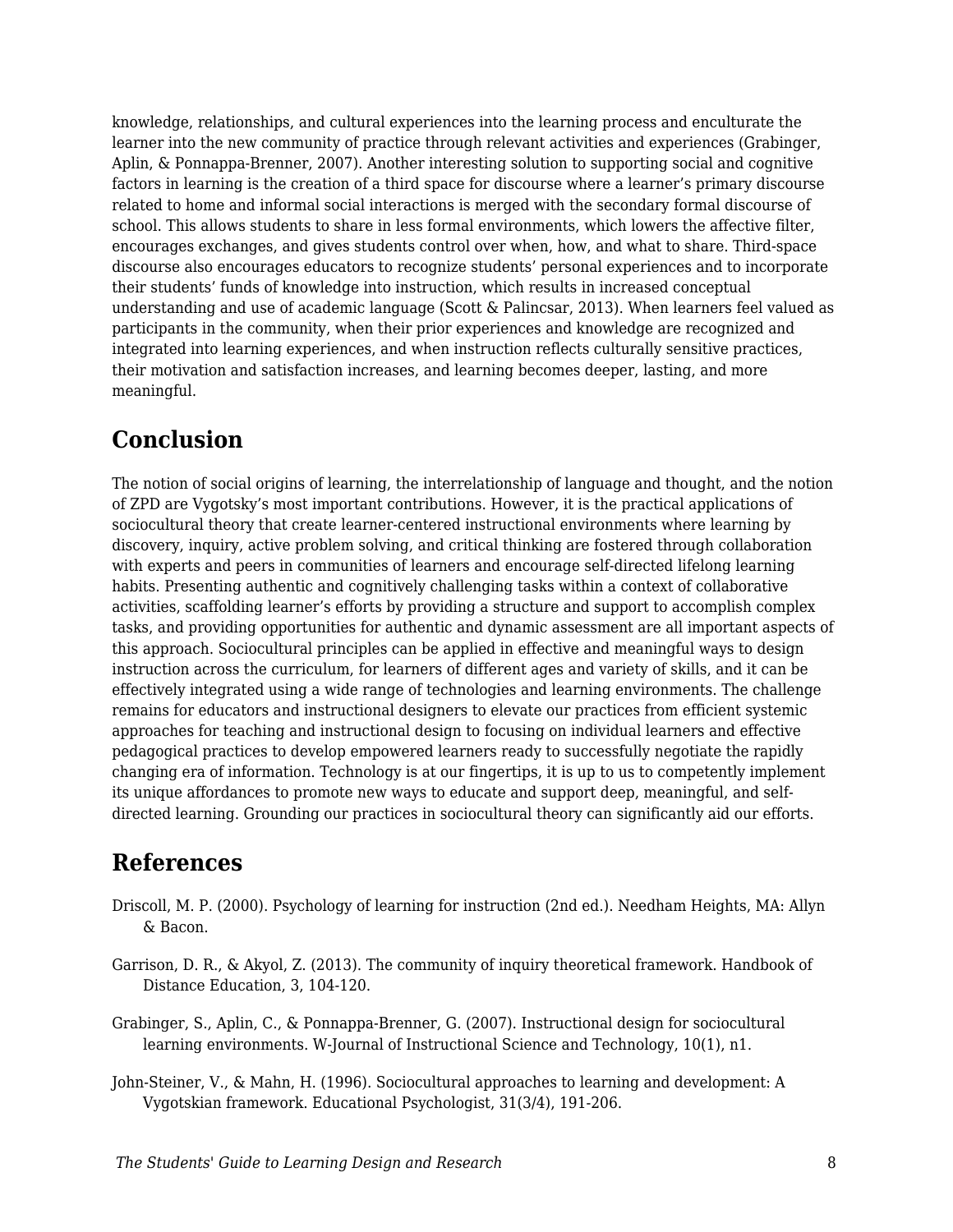knowledge, relationships, and cultural experiences into the learning process and enculturate the learner into the new community of practice through relevant activities and experiences (Grabinger, Aplin, & Ponnappa-Brenner, 2007). Another interesting solution to supporting social and cognitive factors in learning is the creation of a third space for discourse where a learner's primary discourse related to home and informal social interactions is merged with the secondary formal discourse of school. This allows students to share in less formal environments, which lowers the affective filter, encourages exchanges, and gives students control over when, how, and what to share. Third-space discourse also encourages educators to recognize students' personal experiences and to incorporate their students' funds of knowledge into instruction, which results in increased conceptual understanding and use of academic language (Scott & Palincsar, 2013). When learners feel valued as participants in the community, when their prior experiences and knowledge are recognized and integrated into learning experiences, and when instruction reflects culturally sensitive practices, their motivation and satisfaction increases, and learning becomes deeper, lasting, and more meaningful.

## Conclusion

The notion of social origins of learning, the interrelationship of language and thought, and the notion of ZPD are Vygotsky's most important contributions. However, it is the practical applications of sociocultural theory that create learner-centered instructional environments where learning by discovery, inquiry, active problem solving, and critical thinking are fostered through collaboration with experts and peers in communities of learners and encourage self-directed lifelong learning habits. Presenting authentic and cognitively challenging tasks within a context of collaborative activities, scaffolding learner's efforts by providing a structure and support to accomplish complex tasks, and providing opportunities for authentic and dynamic assessment are all important aspects of this approach. Sociocultural principles can be applied in effective and meaningful ways to design instruction across the curriculum, for learners of different ages and variety of skills, and it can be effectively integrated using a wide range of technologies and learning environments. The challenge remains for educators and instructional designers to elevate our practices from efficient systemic approaches for teaching and instructional design to focusing on individual learners and effective pedagogical practices to develop empowered learners ready to successfully negotiate the rapidly changing era of information. Technology is at our fingertips, it is up to us to competently implement its unique affordances to promote new ways to educate and support deep, meaningful, and self-directed learning. Grounding our practices in sociocultural theory can significantly aid our efforts.

## References

Driscoll, M. P. (2000). Psychology of learning for instruction (2nd ed.). Needham Heights, MA: Allyn & Bacon.

Garrison, D. R., & Akyol, Z. (2013). The community of inquiry theoretical framework. Handbook of Distance Education, 3, 104-120.

Grabinger, S., Aplin, C., & Ponnappa-Brenner, G. (2007). Instructional design for sociocultural learning environments. W-Journal of Instructional Science and Technology, 10(1), n1.

John-Steiner, V., & Mahn, H. (1996). Sociocultural approaches to learning and development: A Vygotskian framework. Educational Psychologist, 31(3/4), 191-206.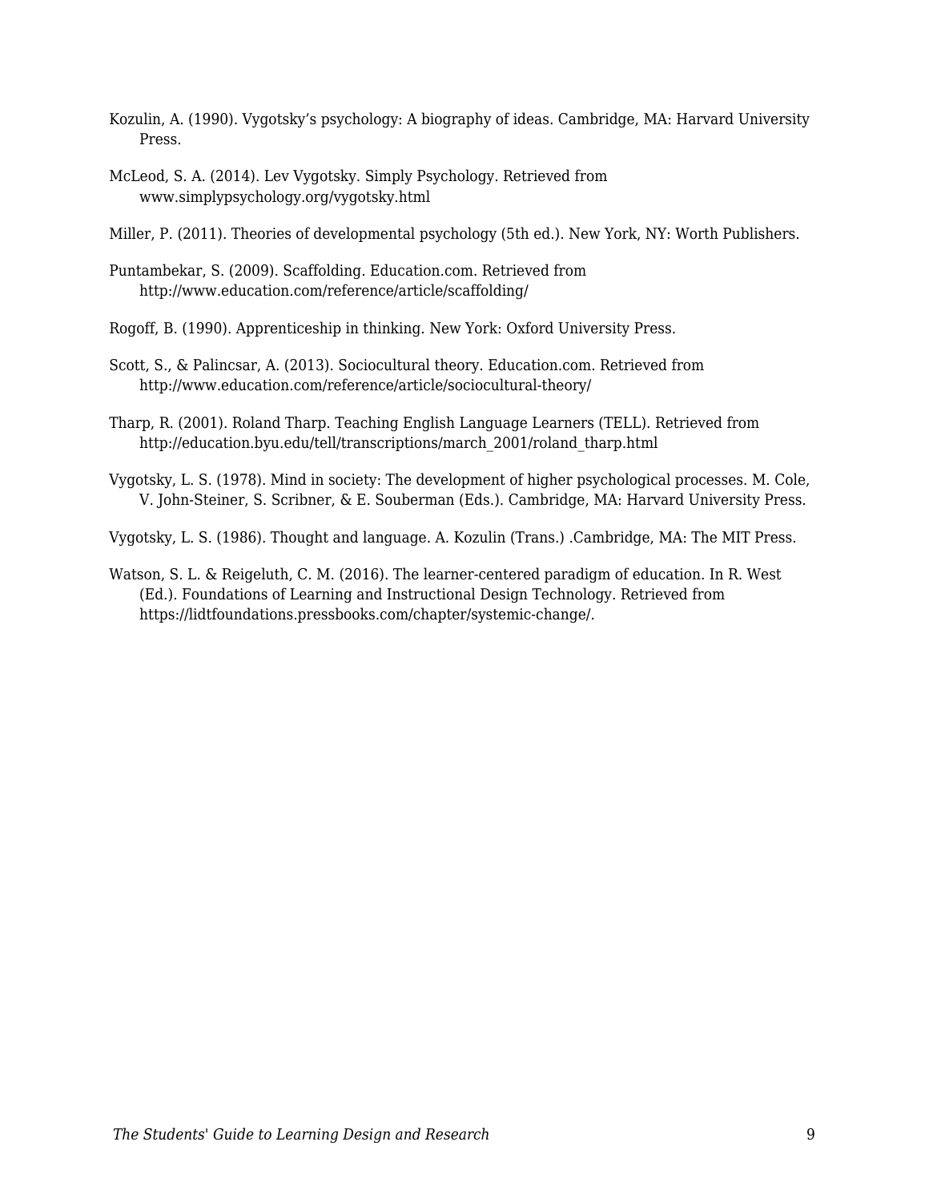Kozulin, A. (1990). Vygotsky’s psychology: A biography of ideas. Cambridge, MA: Harvard University Press.

McLeod, S. A. (2014). Lev Vygotsky. Simply Psychology. Retrieved from www.simplypsychology.org/vygotsky.html

Miller, P. (2011). Theories of developmental psychology (5th ed.). New York, NY: Worth Publishers.

Puntambekar, S. (2009). Scaffolding. Education.com. Retrieved from http://www.education.com/reference/article/scaffolding/

Rogoff, B. (1990). Apprenticeship in thinking. New York: Oxford University Press.

Scott, S., & Palincsar, A. (2013). Sociocultural theory. Education.com. Retrieved from http://www.education.com/reference/article/sociocultural-theory/

Tharp, R. (2001). Roland Tharp. Teaching English Language Learners (TELL). Retrieved from http://education.byu.edu/tell/transcriptions/march_2001/roland_tharp.html

Vygotsky, L. S. (1978). Mind in society: The development of higher psychological processes. M. Cole, V. John-Steiner, S. Scribner, & E. Souberman (Eds.). Cambridge, MA: Harvard University Press.

Vygotsky, L. S. (1986). Thought and language. A. Kozulin (Trans.) .Cambridge, MA: The MIT Press.

Watson, S. L. & Reigeluth, C. M. (2016). The learner-centered paradigm of education. In R. West (Ed.). Foundations of Learning and Instructional Design Technology. Retrieved from https://lidtfoundations.pressbooks.com/chapter/systemic-change/.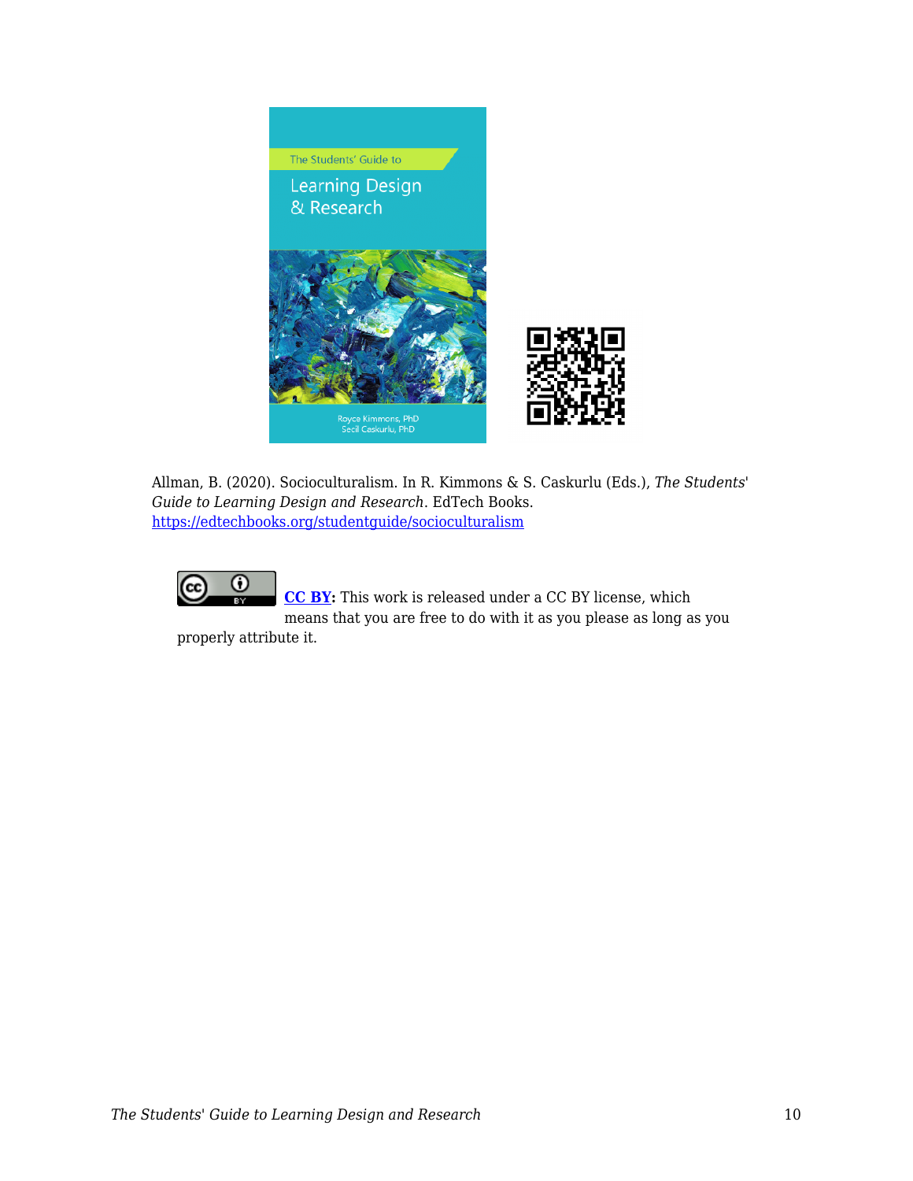Allman, B. (2020). Socioculturalism. In R. Kimmons & S. Caskurlu (Eds.), *The Students' Guide to Learning Design and Research*. EdTech Books. https://edtechbooks.org/studentguide/socioculturalism

**CC BY:** This work is released under a CC BY license, which means that you are free to do with it as you please as long as you properly attribute it.